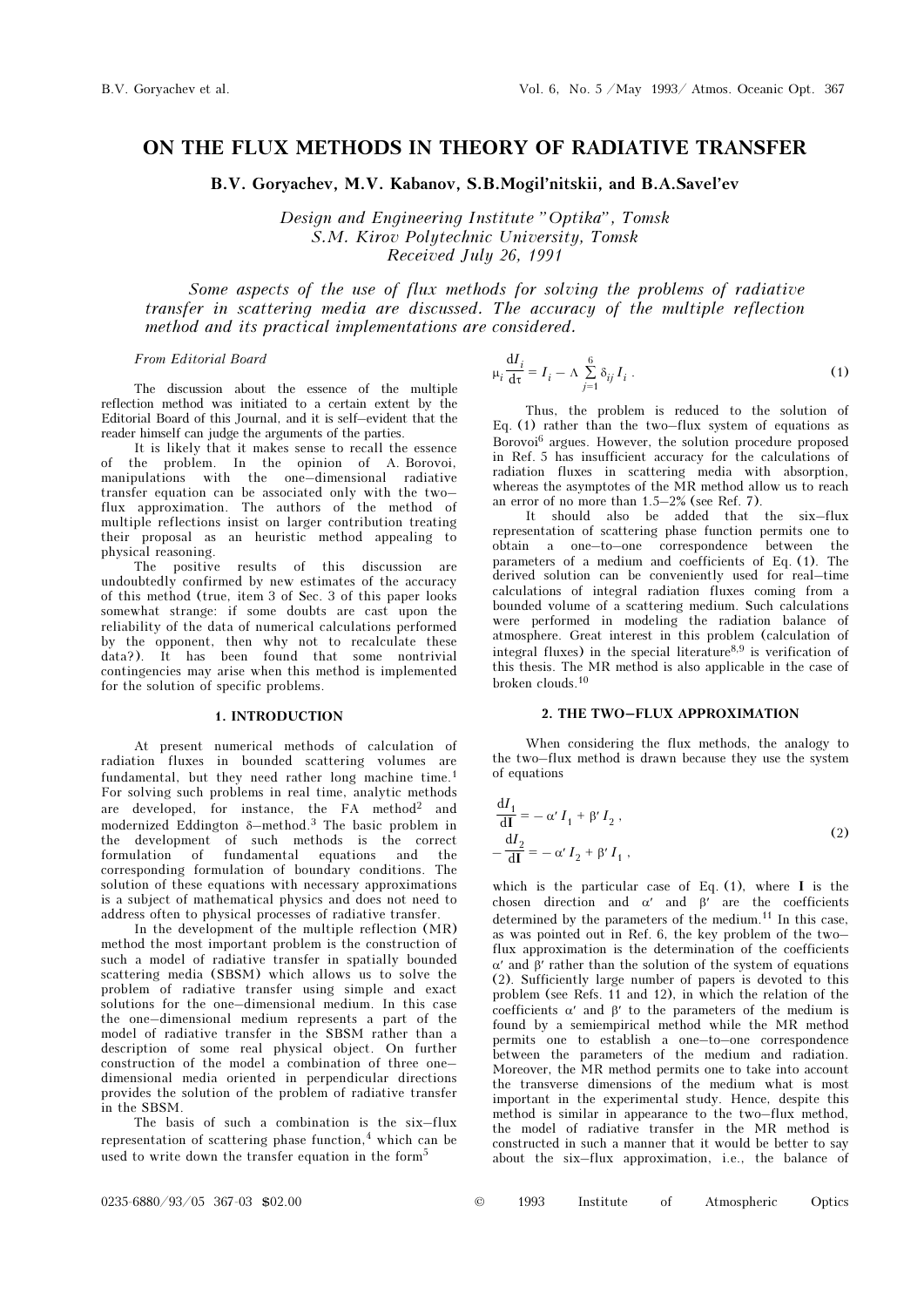# ON THE FLUX METHODS IN THEORY OF RADIATIVE TRANSFER

**B.V. Goryachev, M.V. Kabanov, S.B.Mogil'nitskii, and B.A.Savel'ev**

*Design and Engineering Institute "Optika", Tomsk*
*S.M. Kirov Polytechnic University, Tomsk*
*Received July 26, 1991*

*Some aspects of the use of flux methods for solving the problems of radiative transfer in scattering media are discussed. The accuracy of the multiple reflection method and its practical implementations are considered.*

*From Editorial Board*

The discussion about the essence of the multiple reflection method was initiated to a certain extent by the Editorial Board of this Journal, and it is self–evident that the reader himself can judge the arguments of the parties.

It is likely that it makes sense to recall the essence of the problem. In the opinion of A. Borovoi, manipulations with the one–dimensional radiative transfer equation can be associated only with the two–flux approximation. The authors of the method of multiple reflections insist on larger contribution treating their proposal as an heuristic method appealing to physical reasoning.

The positive results of this discussion are undoubtedly confirmed by new estimates of the accuracy of this method (true, item 3 of Sec. 3 of this paper looks somewhat strange: if some doubts are cast upon the reliability of the data of numerical calculations performed by the opponent, then why not to recalculate these data?). It has been found that some nontrivial contingencies may arise when this method is implemented for the solution of specific problems.

## 1. INTRODUCTION

At present numerical methods of calculation of radiation fluxes in bounded scattering volumes are fundamental, but they need rather long machine time.[1] For solving such problems in real time, analytic methods are developed, for instance, the FA method[2] and modernized Eddington δ–method.[3] The basic problem in the development of such methods is the correct formulation of fundamental equations and the corresponding formulation of boundary conditions. The solution of these equations with necessary approximations is a subject of mathematical physics and does not need to address often to physical processes of radiative transfer.

In the development of the multiple reflection (MR) method the most important problem is the construction of such a model of radiative transfer in spatially bounded scattering media (SBSM) which allows us to solve the problem of radiative transfer using simple and exact solutions for the one–dimensional medium. In this case the one–dimensional medium represents a part of the model of radiative transfer in the SBSM rather than a description of some real physical object. On further construction of the model a combination of three one–dimensional media oriented in perpendicular directions provides the solution of the problem of radiative transfer in the SBSM.

The basis of such a combination is the six–flux representation of scattering phase function,[4] which can be used to write down the transfer equation in the form[5]

$$\mu_i \frac{dI_i}{d\tau} = I_i - \Lambda \sum_{j=1}^{6} \delta_{ij} I_i \,. \tag{1}$$

Thus, the problem is reduced to the solution of Eq. (1) rather than the two–flux system of equations as Borovoi[6] argues. However, the solution procedure proposed in Ref. 5 has insufficient accuracy for the calculations of radiation fluxes in scattering media with absorption, whereas the asymptotes of the MR method allow us to reach an error of no more than 1.5–2% (see Ref. 7).

It should also be added that the six–flux representation of scattering phase function permits one to obtain a one–to–one correspondence between the parameters of a medium and coefficients of Eq. (1). The derived solution can be conveniently used for real–time calculations of integral radiation fluxes coming from a bounded volume of a scattering medium. Such calculations were performed in modeling the radiation balance of atmosphere. Great interest in this problem (calculation of integral fluxes) in the special literature[8,9] is verification of this thesis. The MR method is also applicable in the case of broken clouds.[10]

## 2. THE TWO–FLUX APPROXIMATION

When considering the flux methods, the analogy to the two–flux method is drawn because they use the system of equations

$$\begin{aligned} \frac{dI_1}{d\mathbf{I}} &= -\alpha' I_1 + \beta' I_2 \,, \\ -\frac{dI_2}{d\mathbf{I}} &= -\alpha' I_2 + \beta' I_1 \,, \end{aligned} \tag{2}$$

which is the particular case of Eq. (1), where $\mathbf{I}$ is the chosen direction and $\alpha'$ and $\beta'$ are the coefficients determined by the parameters of the medium.[11] In this case, as was pointed out in Ref. 6, the key problem of the two–flux approximation is the determination of the coefficients $\alpha'$ and $\beta'$ rather than the solution of the system of equations (2). Sufficiently large number of papers is devoted to this problem (see Refs. 11 and 12), in which the relation of the coefficients $\alpha'$ and $\beta'$ to the parameters of the medium is found by a semiempirical method while the MR method permits one to establish a one–to–one correspondence between the parameters of the medium and radiation. Moreover, the MR method permits one to take into account the transverse dimensions of the medium what is most important in the experimental study. Hence, despite this method is similar in appearance to the two–flux method, the model of radiative transfer in the MR method is constructed in such a manner that it would be better to say about the six–flux approximation, i.e., the balance of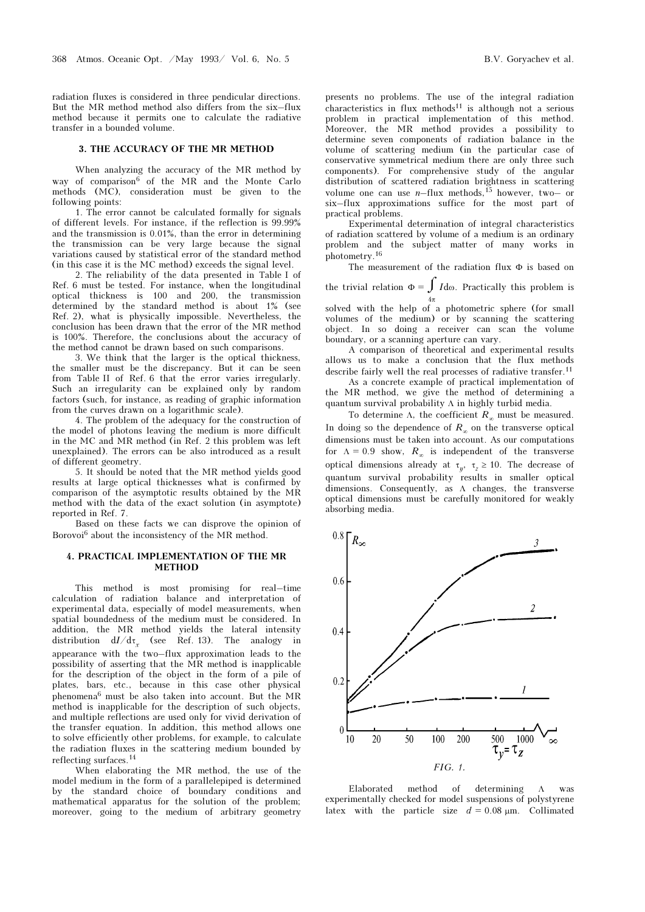radiation fluxes is considered in three pendicular directions. But the MR method method also differs from the six–flux method because it permits one to calculate the radiative transfer in a bounded volume.

## 3. THE ACCURACY OF THE MR METHOD

When analyzing the accuracy of the MR method by way of comparison[6] of the MR and the Monte Carlo methods (MC), consideration must be given to the following points:

1. The error cannot be calculated formally for signals of different levels. For instance, if the reflection is 99.99% and the transmission is 0.01%, than the error in determining the transmission can be very large because the signal variations caused by statistical error of the standard method (in this case it is the MC method) exceeds the signal level.

2. The reliability of the data presented in Table I of Ref. 6 must be tested. For instance, when the longitudinal optical thickness is 100 and 200, the transmission determined by the standard method is about 1% (see Ref. 2), what is physically impossible. Nevertheless, the conclusion has been drawn that the error of the MR method is 100%. Therefore, the conclusions about the accuracy of the method cannot be drawn based on such comparisons.

3. We think that the larger is the optical thickness, the smaller must be the discrepancy. But it can be seen from Table II of Ref. 6 that the error varies irregularly. Such an irregularity can be explained only by random factors (such, for instance, as reading of graphic information from the curves drawn on a logarithmic scale).

4. The problem of the adequacy for the construction of the model of photons leaving the medium is more difficult in the MC and MR method (in Ref. 2 this problem was left unexplained). The errors can be also introduced as a result of different geometry.

5. It should be noted that the MR method yields good results at large optical thicknesses what is confirmed by comparison of the asymptotic results obtained by the MR method with the data of the exact solution (in asymptote) reported in Ref. 7.

Based on these facts we can disprove the opinion of Borovoi[6] about the inconsistency of the MR method.

## 4. PRACTICAL IMPLEMENTATION OF THE MR METHOD

This method is most promising for real–time calculation of radiation balance and interpretation of experimental data, especially of model measurements, when spatial boundedness of the medium must be considered. In addition, the MR method yields the lateral intensity distribution $dI/d\tau_x$ (see Ref. 13). The analogy in appearance with the two–flux approximation leads to the possibility of asserting that the MR method is inapplicable for the description of the object in the form of a pile of plates, bars, etc., because in this case other physical phenomena[6] must be also taken into account. But the MR method is inapplicable for the description of such objects, and multiple reflections are used only for vivid derivation of the transfer equation. In addition, this method allows one to solve efficiently other problems, for example, to calculate the radiation fluxes in the scattering medium bounded by reflecting surfaces.[14]

When elaborating the MR method, the use of the model medium in the form of a parallelepiped is determined by the standard choice of boundary conditions and mathematical apparatus for the solution of the problem; moreover, going to the medium of arbitrary geometry presents no problems. The use of the integral radiation characteristics in flux methods[11] is although not a serious problem in practical implementation of this method. Moreover, the MR method provides a possibility to determine seven components of radiation balance in the volume of scattering medium (in the particular case of conservative symmetrical medium there are only three such components). For comprehensive study of the angular distribution of scattered radiation brightness in scattering volume one can use $n$–flux methods,[15] however, two– or six–flux approximations suffice for the most part of practical problems.

Experimental determination of integral characteristics of radiation scattered by volume of a medium is an ordinary problem and the subject matter of many works in photometry.[16]

The measurement of the radiation flux $\Phi$ is based on the trivial relation $\Phi = \int_{4\pi} I d\omega$. Practically this problem is solved with the help of a photometric sphere (for small volumes of the medium) or by scanning the scattering object. In so doing a receiver can scan the volume boundary, or a scanning aperture can vary.

A comparison of theoretical and experimental results allows us to make a conclusion that the flux methods describe fairly well the real processes of radiative transfer.[11]

As a concrete example of practical implementation of the MR method, we give the method of determining a quantum survival probability $\Lambda$ in highly turbid media.

To determine $\Lambda$, the coefficient $R_\infty$ must be measured. In doing so the dependence of $R_\infty$ on the transverse optical dimensions must be taken into account. As our computations for $\Lambda = 0.9$ show, $R_\infty$ is independent of the transverse optical dimensions already at $\tau_y$, $\tau_z \geq 10$. The decrease of quantum survival probability results in smaller optical dimensions. Consequently, as $\Lambda$ changes, the transverse optical dimensions must be carefully monitored for weakly absorbing media.

FIG. 1.

Elaborated method of determining $\Lambda$ was experimentally checked for model suspensions of polystyrene latex with the particle size $d = 0.08$ μm. Collimated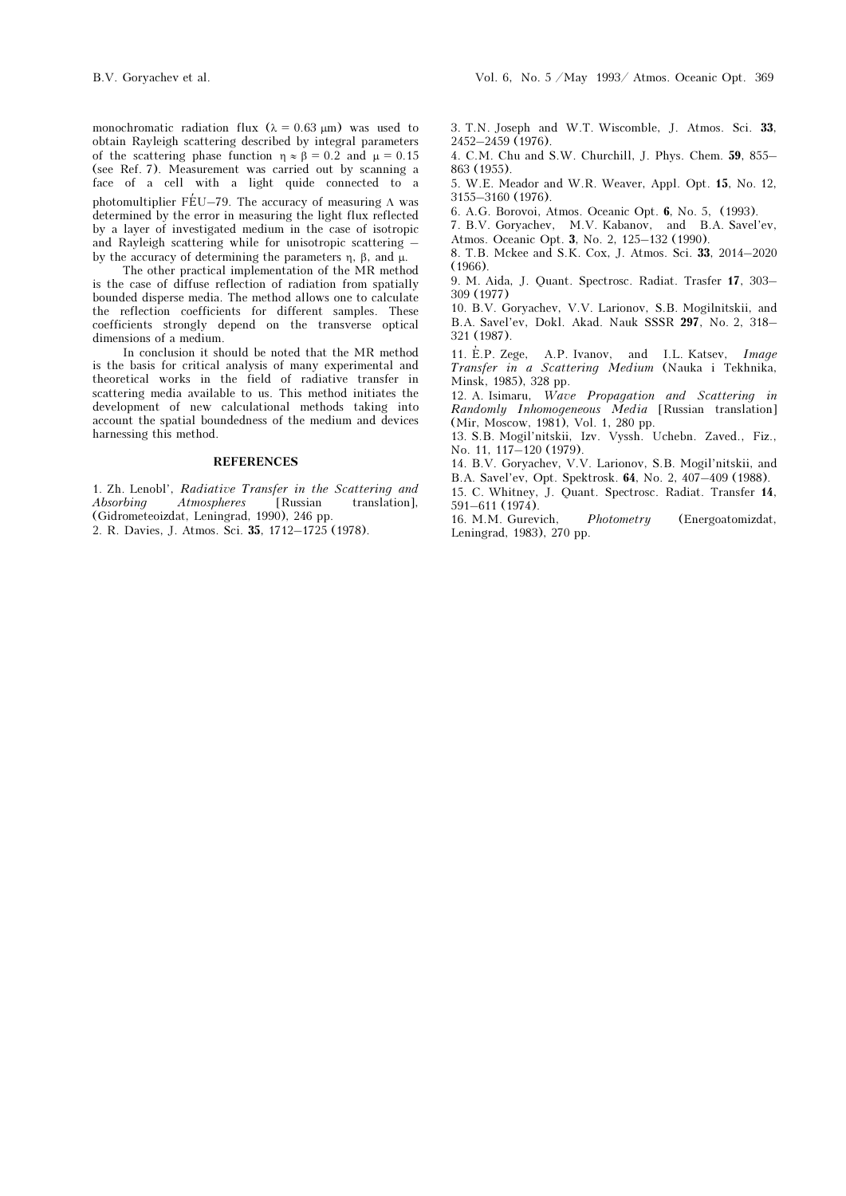monochromatic radiation flux ($\lambda = 0.63$ μm) was used to obtain Rayleigh scattering described by integral parameters of the scattering phase function $\eta \approx \beta = 0.2$ and $\mu = 0.15$ (see Ref. 7). Measurement was carried out by scanning a face of a cell with a light quide connected to a photomultiplier FÉU–79. The accuracy of measuring $\Lambda$ was determined by the error in measuring the light flux reflected by a layer of investigated medium in the case of isotropic and Rayleigh scattering while for unisotropic scattering – by the accuracy of determining the parameters $\eta$, $\beta$, and $\mu$.

The other practical implementation of the MR method is the case of diffuse reflection of radiation from spatially bounded disperse media. The method allows one to calculate the reflection coefficients for different samples. These coefficients strongly depend on the transverse optical dimensions of a medium.

In conclusion it should be noted that the MR method is the basis for critical analysis of many experimental and theoretical works in the field of radiative transfer in scattering media available to us. This method initiates the development of new calculational methods taking into account the spatial boundedness of the medium and devices harnessing this method.

## REFERENCES

1. Zh. Lenobl', *Radiative Transfer in the Scattering and Absorbing Atmospheres* [Russian translation], (Gidrometeoizdat, Leningrad, 1990), 246 pp.
2. R. Davies, J. Atmos. Sci. **35**, 1712–1725 (1978).
3. T.N. Joseph and W.T. Wiscomble, J. Atmos. Sci. **33**, 2452–2459 (1976).
4. C.M. Chu and S.W. Churchill, J. Phys. Chem. **59**, 855–863 (1955).
5. W.E. Meador and W.R. Weaver, Appl. Opt. **15**, No. 12, 3155–3160 (1976).
6. A.G. Borovoi, Atmos. Oceanic Opt. **6**, No. 5, (1993).
7. B.V. Goryachev, M.V. Kabanov, and B.A. Savel'ev, Atmos. Oceanic Opt. **3**, No. 2, 125–132 (1990).
8. T.B. Mckee and S.K. Cox, J. Atmos. Sci. **33**, 2014–2020 (1966).
9. M. Aida, J. Quant. Spectrosc. Radiat. Trasfer **17**, 303–309 (1977)
10. B.V. Goryachev, V.V. Larionov, S.B. Mogilnitskii, and B.A. Savel'ev, Dokl. Akad. Nauk SSSR **297**, No. 2, 318–321 (1987).
11. É.P. Zege, A.P. Ivanov, and I.L. Katsev, *Image Transfer in a Scattering Medium* (Nauka i Tekhnika, Minsk, 1985), 328 pp.
12. A. Isimaru, *Wave Propagation and Scattering in Randomly Inhomogeneous Media* [Russian translation] (Mir, Moscow, 1981), Vol. 1, 280 pp.
13. S.B. Mogil'nitskii, Izv. Vyssh. Uchebn. Zaved., Fiz., No. 11, 117–120 (1979).
14. B.V. Goryachev, V.V. Larionov, S.B. Mogil'nitskii, and B.A. Savel'ev, Opt. Spektrosk. **64**, No. 2, 407–409 (1988).
15. C. Whitney, J. Quant. Spectrosc. Radiat. Transfer **14**, 591–611 (1974).
16. M.M. Gurevich, *Photometry* (Energoatomizdat, Leningrad, 1983), 270 pp.